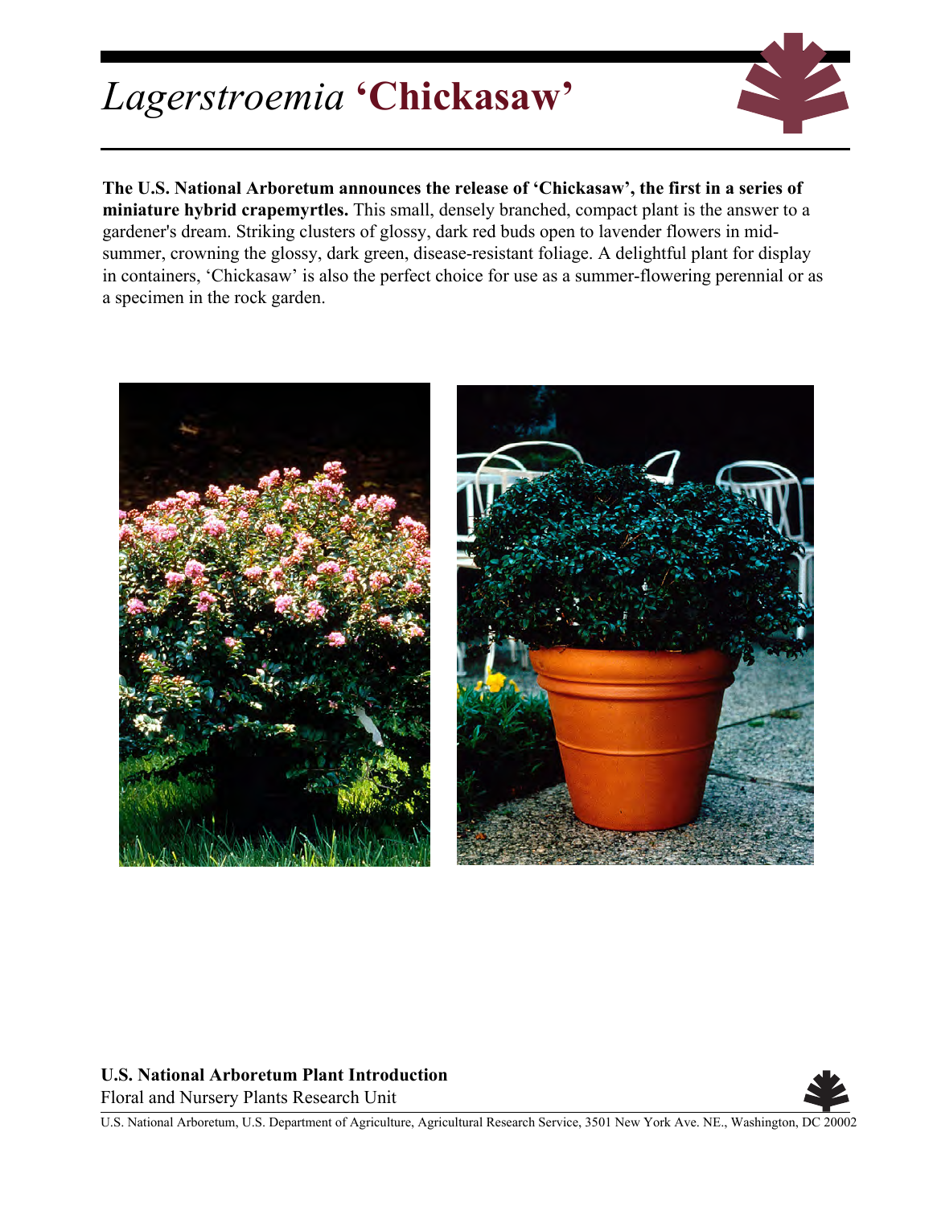# *Lagerstroemia* 'Chickasaw'

**The U.S. National Arboretum announces the release of 'Chickasaw', the first in a series of miniature hybrid crapemyrtles.** This small, densely branched, compact plant is the answer to a gardener's dream. Striking clusters of glossy, dark red buds open to lavender flowers in mid-summer, crowning the glossy, dark green, disease-resistant foliage. A delightful plant for display in containers, 'Chickasaw' is also the perfect choice for use as a summer-flowering perennial or as a specimen in the rock garden.

**U.S. National Arboretum Plant Introduction**
Floral and Nursery Plants Research Unit

U.S. National Arboretum, U.S. Department of Agriculture, Agricultural Research Service, 3501 New York Ave. NE., Washington, DC 20002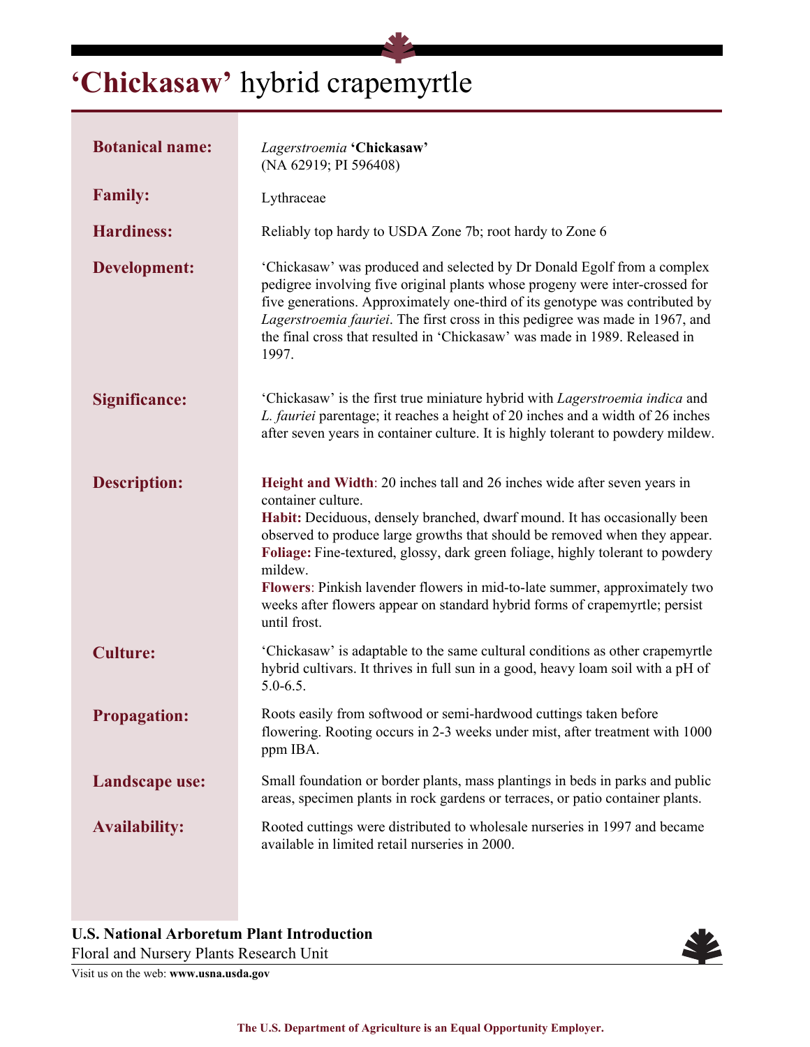# **‘Chickasaw’** hybrid crapemyrtle

**Botanical name:** *Lagerstroemia* **‘Chickasaw’**
(NA 62919; PI 596408)

**Family:** Lythraceae

**Hardiness:** Reliably top hardy to USDA Zone 7b; root hardy to Zone 6

**Development:** ‘Chickasaw’ was produced and selected by Dr Donald Egolf from a complex pedigree involving five original plants whose progeny were inter-crossed for five generations. Approximately one-third of its genotype was contributed by *Lagerstroemia fauriei*. The first cross in this pedigree was made in 1967, and the final cross that resulted in ‘Chickasaw’ was made in 1989. Released in 1997.

**Significance:** ‘Chickasaw’ is the first true miniature hybrid with *Lagerstroemia indica* and *L. fauriei* parentage; it reaches a height of 20 inches and a width of 26 inches after seven years in container culture. It is highly tolerant to powdery mildew.

**Description:**

**Height and Width**: 20 inches tall and 26 inches wide after seven years in container culture.
**Habit:** Deciduous, densely branched, dwarf mound. It has occasionally been observed to produce large growths that should be removed when they appear.
**Foliage:** Fine-textured, glossy, dark green foliage, highly tolerant to powdery mildew.
**Flowers**: Pinkish lavender flowers in mid-to-late summer, approximately two weeks after flowers appear on standard hybrid forms of crapemyrtle; persist until frost.

**Culture:** ‘Chickasaw’ is adaptable to the same cultural conditions as other crapemyrtle hybrid cultivars. It thrives in full sun in a good, heavy loam soil with a pH of 5.0-6.5.

**Propagation:** Roots easily from softwood or semi-hardwood cuttings taken before flowering. Rooting occurs in 2-3 weeks under mist, after treatment with 1000 ppm IBA.

**Landscape use:** Small foundation or border plants, mass plantings in beds in parks and public areas, specimen plants in rock gardens or terraces, or patio container plants.

**Availability:** Rooted cuttings were distributed to wholesale nurseries in 1997 and became available in limited retail nurseries in 2000.

**U.S. National Arboretum Plant Introduction**
Floral and Nursery Plants Research Unit

Visit us on the web: **www.usna.usda.gov**

**The U.S. Department of Agriculture is an Equal Opportunity Employer.**